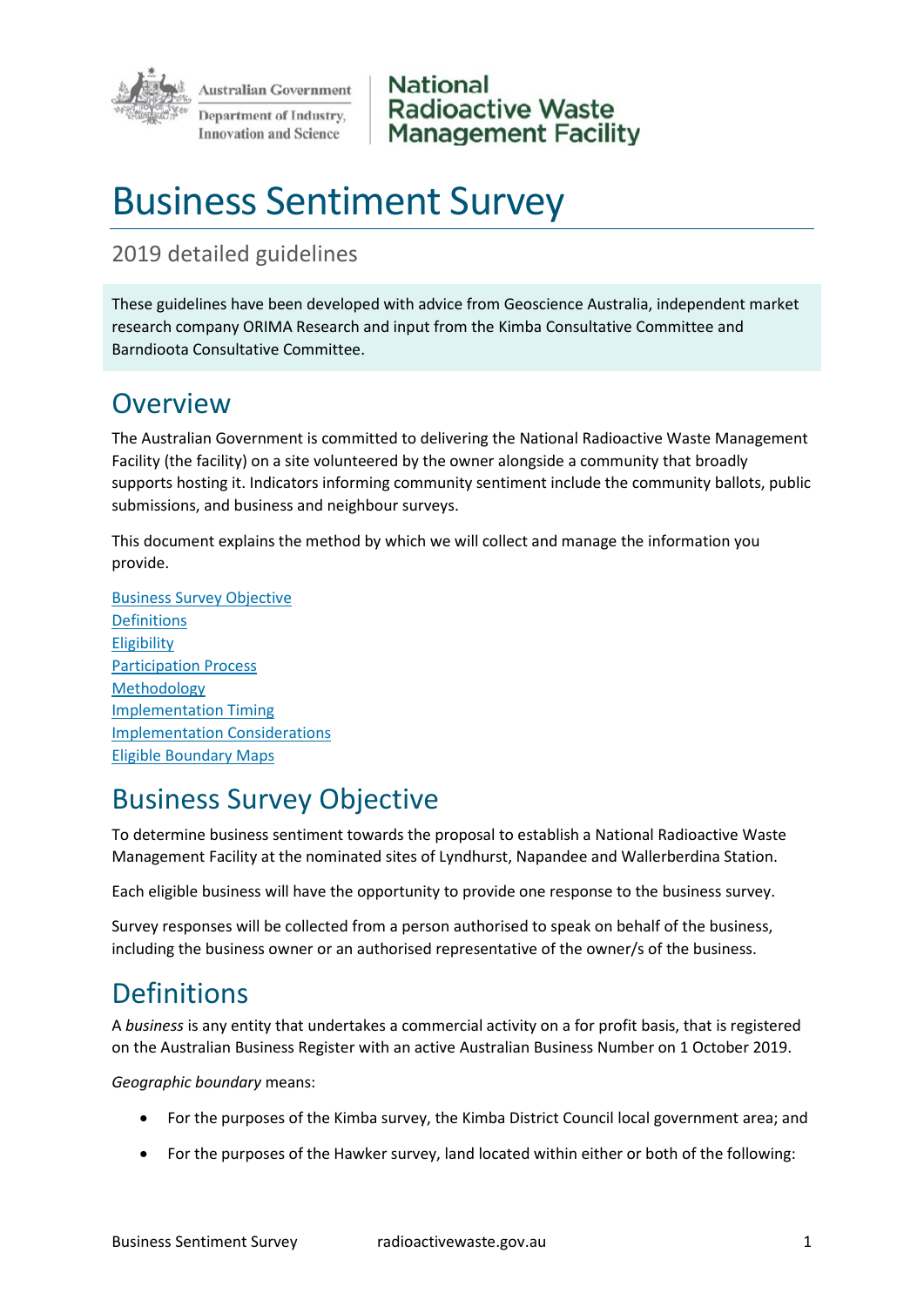Australian Government
Department of Industry, Innovation and Science

National Radioactive Waste Management Facility

# Business Sentiment Survey

## 2019 detailed guidelines

These guidelines have been developed with advice from Geoscience Australia, independent market research company ORIMA Research and input from the Kimba Consultative Committee and Barndioota Consultative Committee.

## Overview

The Australian Government is committed to delivering the National Radioactive Waste Management Facility (the facility) on a site volunteered by the owner alongside a community that broadly supports hosting it. Indicators informing community sentiment include the community ballots, public submissions, and business and neighbour surveys.

This document explains the method by which we will collect and manage the information you provide.

[Business Survey Objective](#business-survey-objective)
[Definitions](#definitions)
[Eligibility](#eligibility)
[Participation Process](#participation-process)
[Methodology](#methodology)
[Implementation Timing](#implementation-timing)
[Implementation Considerations](#implementation-considerations)
[Eligible Boundary Maps](#eligible-boundary-maps)

## Business Survey Objective

To determine business sentiment towards the proposal to establish a National Radioactive Waste Management Facility at the nominated sites of Lyndhurst, Napandee and Wallerberdina Station.

Each eligible business will have the opportunity to provide one response to the business survey.

Survey responses will be collected from a person authorised to speak on behalf of the business, including the business owner or an authorised representative of the owner/s of the business.

## Definitions

A *business* is any entity that undertakes a commercial activity on a for profit basis, that is registered on the Australian Business Register with an active Australian Business Number on 1 October 2019.

*Geographic boundary* means:

- For the purposes of the Kimba survey, the Kimba District Council local government area; and
- For the purposes of the Hawker survey, land located within either or both of the following: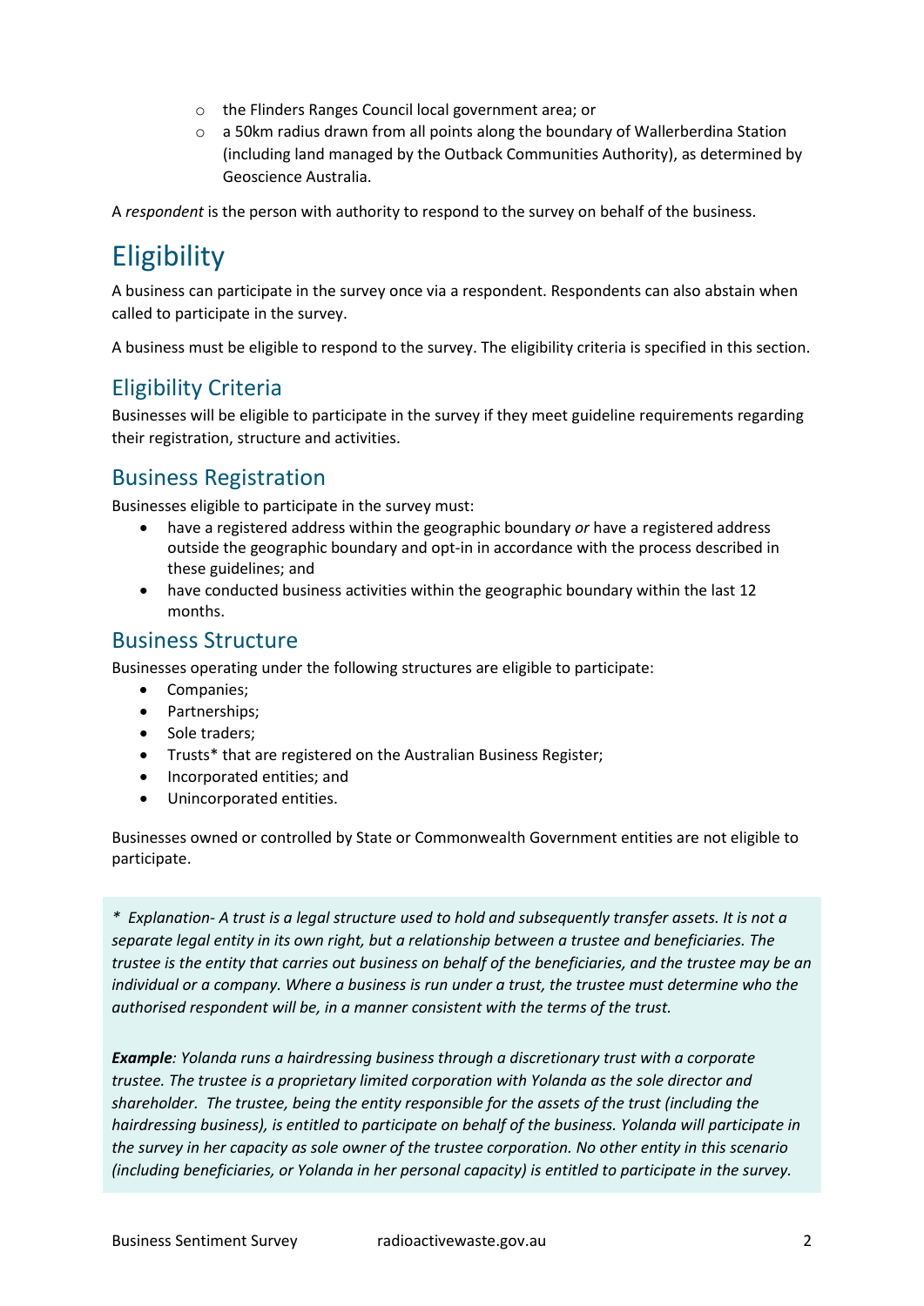- the Flinders Ranges Council local government area; or
- a 50km radius drawn from all points along the boundary of Wallerberdina Station (including land managed by the Outback Communities Authority), as determined by Geoscience Australia.

A *respondent* is the person with authority to respond to the survey on behalf of the business.

# Eligibility

A business can participate in the survey once via a respondent. Respondents can also abstain when called to participate in the survey.

A business must be eligible to respond to the survey. The eligibility criteria is specified in this section.

## Eligibility Criteria

Businesses will be eligible to participate in the survey if they meet guideline requirements regarding their registration, structure and activities.

## Business Registration

Businesses eligible to participate in the survey must:

- have a registered address within the geographic boundary *or* have a registered address outside the geographic boundary and opt-in in accordance with the process described in these guidelines; and
- have conducted business activities within the geographic boundary within the last 12 months.

## Business Structure

Businesses operating under the following structures are eligible to participate:

- Companies;
- Partnerships;
- Sole traders;
- Trusts* that are registered on the Australian Business Register;
- Incorporated entities; and
- Unincorporated entities.

Businesses owned or controlled by State or Commonwealth Government entities are not eligible to participate.

*\* Explanation- A trust is a legal structure used to hold and subsequently transfer assets. It is not a separate legal entity in its own right, but a relationship between a trustee and beneficiaries. The trustee is the entity that carries out business on behalf of the beneficiaries, and the trustee may be an individual or a company. Where a business is run under a trust, the trustee must determine who the authorised respondent will be, in a manner consistent with the terms of the trust.*

***Example**: Yolanda runs a hairdressing business through a discretionary trust with a corporate trustee. The trustee is a proprietary limited corporation with Yolanda as the sole director and shareholder. The trustee, being the entity responsible for the assets of the trust (including the hairdressing business), is entitled to participate on behalf of the business. Yolanda will participate in the survey in her capacity as sole owner of the trustee corporation. No other entity in this scenario (including beneficiaries, or Yolanda in her personal capacity) is entitled to participate in the survey.*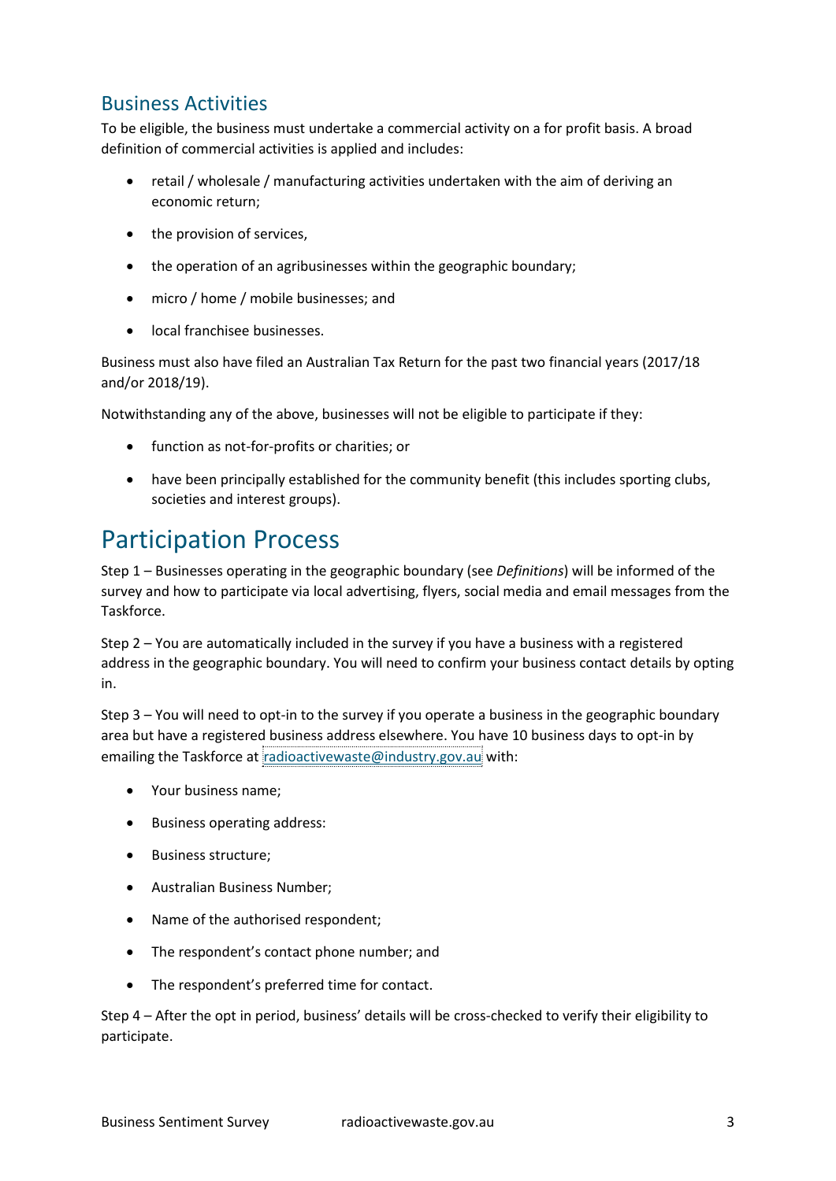## Business Activities

To be eligible, the business must undertake a commercial activity on a for profit basis. A broad definition of commercial activities is applied and includes:

- retail / wholesale / manufacturing activities undertaken with the aim of deriving an economic return;
- the provision of services,
- the operation of an agribusinesses within the geographic boundary;
- micro / home / mobile businesses; and
- local franchisee businesses.

Business must also have filed an Australian Tax Return for the past two financial years (2017/18 and/or 2018/19).

Notwithstanding any of the above, businesses will not be eligible to participate if they:

- function as not-for-profits or charities; or
- have been principally established for the community benefit (this includes sporting clubs, societies and interest groups).

# Participation Process

Step 1 – Businesses operating in the geographic boundary (see *Definitions*) will be informed of the survey and how to participate via local advertising, flyers, social media and email messages from the Taskforce.

Step 2 – You are automatically included in the survey if you have a business with a registered address in the geographic boundary. You will need to confirm your business contact details by opting in.

Step 3 – You will need to opt-in to the survey if you operate a business in the geographic boundary area but have a registered business address elsewhere. You have 10 business days to opt-in by emailing the Taskforce at radioactivewaste@industry.gov.au with:

- Your business name;
- Business operating address:
- Business structure;
- Australian Business Number;
- Name of the authorised respondent;
- The respondent's contact phone number; and
- The respondent's preferred time for contact.

Step 4 – After the opt in period, business' details will be cross-checked to verify their eligibility to participate.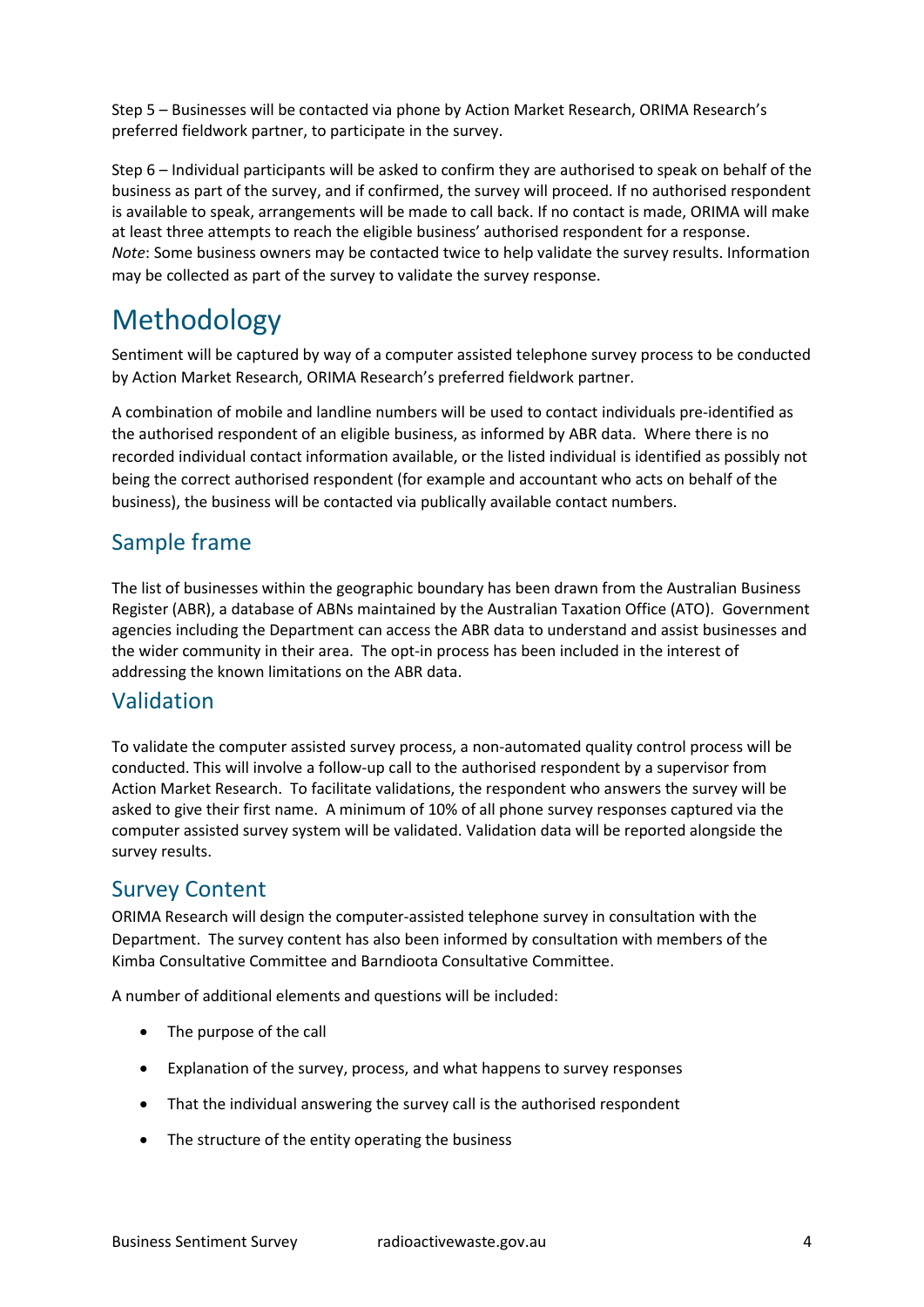Step 5 – Businesses will be contacted via phone by Action Market Research, ORIMA Research's preferred fieldwork partner, to participate in the survey.

Step 6 – Individual participants will be asked to confirm they are authorised to speak on behalf of the business as part of the survey, and if confirmed, the survey will proceed. If no authorised respondent is available to speak, arrangements will be made to call back. If no contact is made, ORIMA will make at least three attempts to reach the eligible business' authorised respondent for a response. *Note*: Some business owners may be contacted twice to help validate the survey results. Information may be collected as part of the survey to validate the survey response.

# Methodology

Sentiment will be captured by way of a computer assisted telephone survey process to be conducted by Action Market Research, ORIMA Research's preferred fieldwork partner.

A combination of mobile and landline numbers will be used to contact individuals pre-identified as the authorised respondent of an eligible business, as informed by ABR data. Where there is no recorded individual contact information available, or the listed individual is identified as possibly not being the correct authorised respondent (for example and accountant who acts on behalf of the business), the business will be contacted via publically available contact numbers.

## Sample frame

The list of businesses within the geographic boundary has been drawn from the Australian Business Register (ABR), a database of ABNs maintained by the Australian Taxation Office (ATO). Government agencies including the Department can access the ABR data to understand and assist businesses and the wider community in their area. The opt-in process has been included in the interest of addressing the known limitations on the ABR data.

## Validation

To validate the computer assisted survey process, a non-automated quality control process will be conducted. This will involve a follow-up call to the authorised respondent by a supervisor from Action Market Research. To facilitate validations, the respondent who answers the survey will be asked to give their first name. A minimum of 10% of all phone survey responses captured via the computer assisted survey system will be validated. Validation data will be reported alongside the survey results.

## Survey Content

ORIMA Research will design the computer-assisted telephone survey in consultation with the Department. The survey content has also been informed by consultation with members of the Kimba Consultative Committee and Barndioota Consultative Committee.

A number of additional elements and questions will be included:

- The purpose of the call
- Explanation of the survey, process, and what happens to survey responses
- That the individual answering the survey call is the authorised respondent
- The structure of the entity operating the business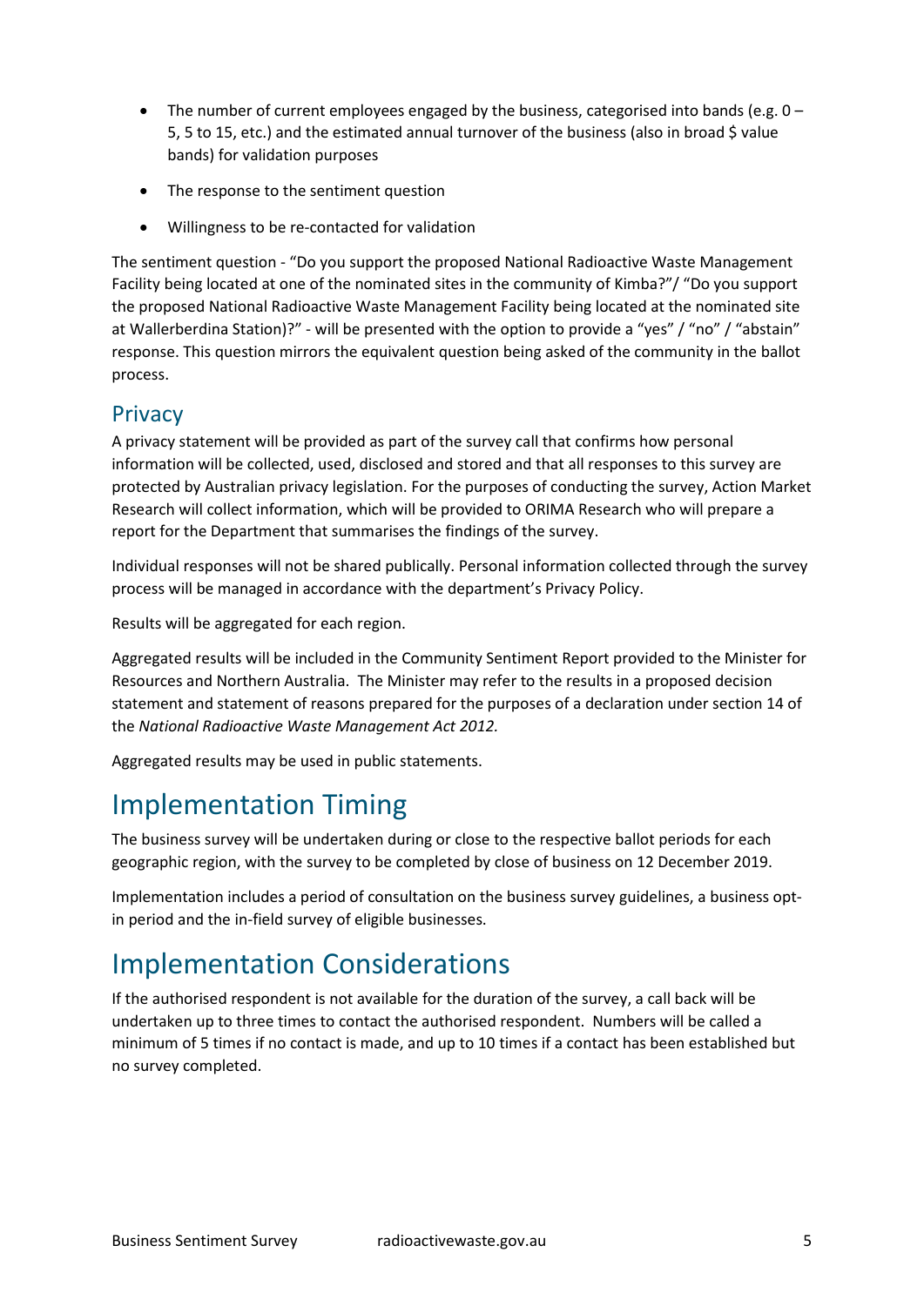- The number of current employees engaged by the business, categorised into bands (e.g. 0 – 5, 5 to 15, etc.) and the estimated annual turnover of the business (also in broad $ value bands) for validation purposes
- The response to the sentiment question
- Willingness to be re-contacted for validation

The sentiment question - "Do you support the proposed National Radioactive Waste Management Facility being located at one of the nominated sites in the community of Kimba?"/ "Do you support the proposed National Radioactive Waste Management Facility being located at the nominated site at Wallerberdina Station)?" - will be presented with the option to provide a "yes" / "no" / "abstain" response. This question mirrors the equivalent question being asked of the community in the ballot process.

## Privacy

A privacy statement will be provided as part of the survey call that confirms how personal information will be collected, used, disclosed and stored and that all responses to this survey are protected by Australian privacy legislation. For the purposes of conducting the survey, Action Market Research will collect information, which will be provided to ORIMA Research who will prepare a report for the Department that summarises the findings of the survey.

Individual responses will not be shared publically. Personal information collected through the survey process will be managed in accordance with the department's Privacy Policy.

Results will be aggregated for each region.

Aggregated results will be included in the Community Sentiment Report provided to the Minister for Resources and Northern Australia. The Minister may refer to the results in a proposed decision statement and statement of reasons prepared for the purposes of a declaration under section 14 of the *National Radioactive Waste Management Act 2012.*

Aggregated results may be used in public statements.

# Implementation Timing

The business survey will be undertaken during or close to the respective ballot periods for each geographic region, with the survey to be completed by close of business on 12 December 2019.

Implementation includes a period of consultation on the business survey guidelines, a business opt-in period and the in-field survey of eligible businesses.

# Implementation Considerations

If the authorised respondent is not available for the duration of the survey, a call back will be undertaken up to three times to contact the authorised respondent. Numbers will be called a minimum of 5 times if no contact is made, and up to 10 times if a contact has been established but no survey completed.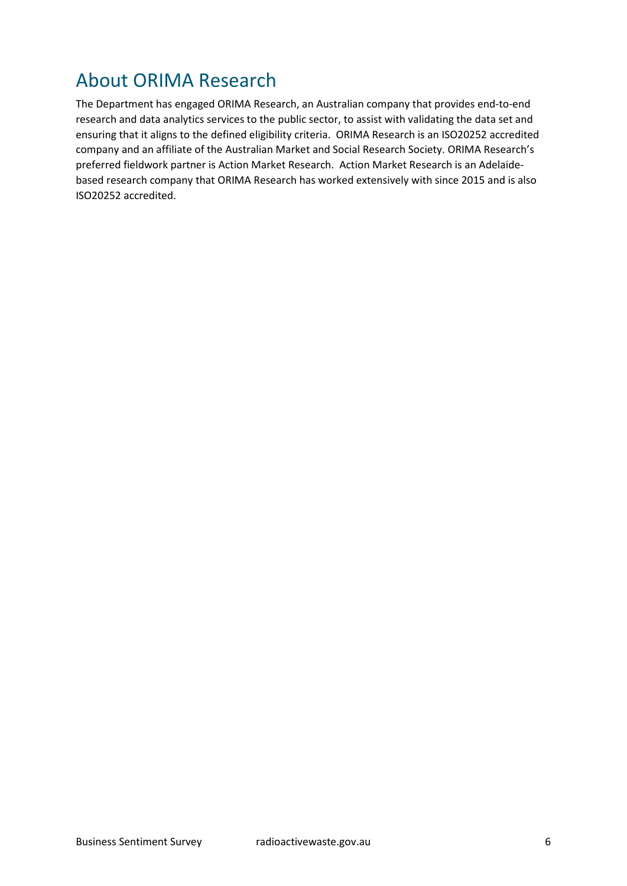# About ORIMA Research

The Department has engaged ORIMA Research, an Australian company that provides end-to-end research and data analytics services to the public sector, to assist with validating the data set and ensuring that it aligns to the defined eligibility criteria. ORIMA Research is an ISO20252 accredited company and an affiliate of the Australian Market and Social Research Society. ORIMA Research's preferred fieldwork partner is Action Market Research. Action Market Research is an Adelaide-based research company that ORIMA Research has worked extensively with since 2015 and is also ISO20252 accredited.